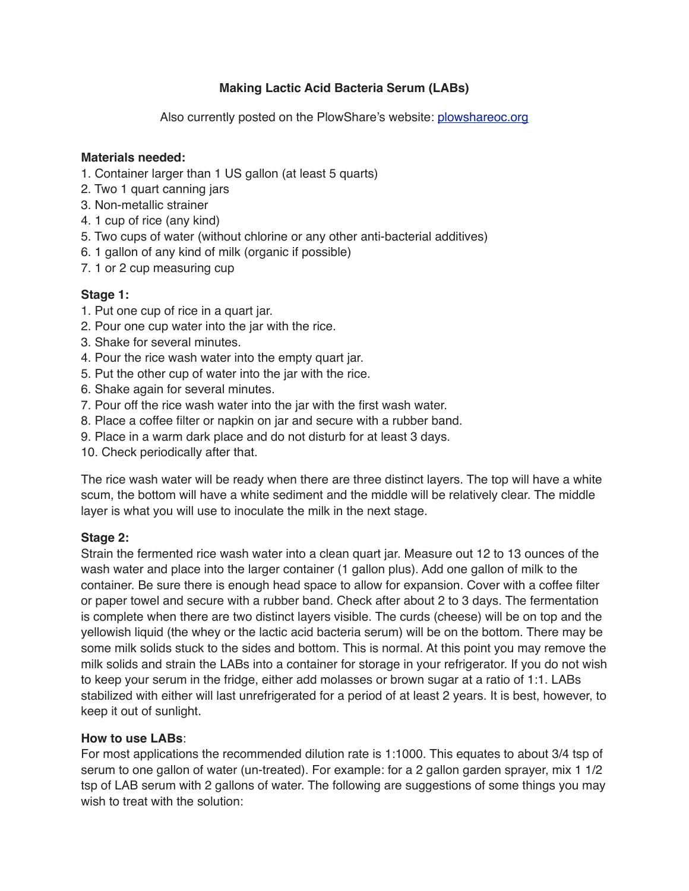# Making Lactic Acid Bacteria Serum (LABs)

Also currently posted on the PlowShare's website: [plowshareoc.org](http://plowshareoc.org)

**Materials needed:**

1. Container larger than 1 US gallon (at least 5 quarts)
2. Two 1 quart canning jars
3. Non-metallic strainer
4. 1 cup of rice (any kind)
5. Two cups of water (without chlorine or any other anti-bacterial additives)
6. 1 gallon of any kind of milk (organic if possible)
7. 1 or 2 cup measuring cup

**Stage 1:**

1. Put one cup of rice in a quart jar.
2. Pour one cup water into the jar with the rice.
3. Shake for several minutes.
4. Pour the rice wash water into the empty quart jar.
5. Put the other cup of water into the jar with the rice.
6. Shake again for several minutes.
7. Pour off the rice wash water into the jar with the first wash water.
8. Place a coffee filter or napkin on jar and secure with a rubber band.
9. Place in a warm dark place and do not disturb for at least 3 days.
10. Check periodically after that.

The rice wash water will be ready when there are three distinct layers. The top will have a white scum, the bottom will have a white sediment and the middle will be relatively clear. The middle layer is what you will use to inoculate the milk in the next stage.

**Stage 2:**

Strain the fermented rice wash water into a clean quart jar. Measure out 12 to 13 ounces of the wash water and place into the larger container (1 gallon plus). Add one gallon of milk to the container. Be sure there is enough head space to allow for expansion. Cover with a coffee filter or paper towel and secure with a rubber band. Check after about 2 to 3 days. The fermentation is complete when there are two distinct layers visible. The curds (cheese) will be on top and the yellowish liquid (the whey or the lactic acid bacteria serum) will be on the bottom. There may be some milk solids stuck to the sides and bottom. This is normal. At this point you may remove the milk solids and strain the LABs into a container for storage in your refrigerator. If you do not wish to keep your serum in the fridge, either add molasses or brown sugar at a ratio of 1:1. LABs stabilized with either will last unrefrigerated for a period of at least 2 years. It is best, however, to keep it out of sunlight.

**How to use LABs**:

For most applications the recommended dilution rate is 1:1000. This equates to about 3/4 tsp of serum to one gallon of water (un-treated). For example: for a 2 gallon garden sprayer, mix 1 1/2 tsp of LAB serum with 2 gallons of water. The following are suggestions of some things you may wish to treat with the solution: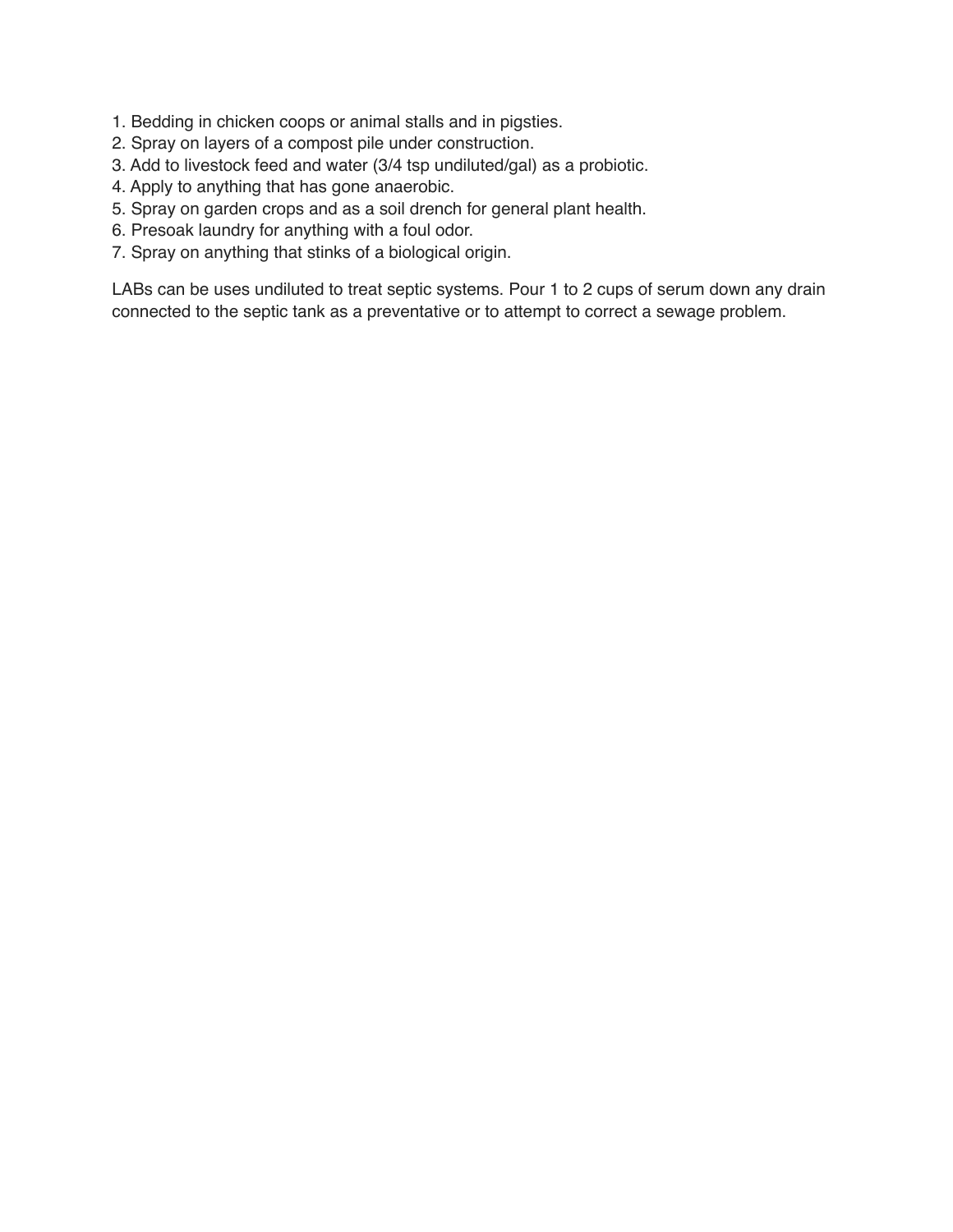1. Bedding in chicken coops or animal stalls and in pigsties.
2. Spray on layers of a compost pile under construction.
3. Add to livestock feed and water (3/4 tsp undiluted/gal) as a probiotic.
4. Apply to anything that has gone anaerobic.
5. Spray on garden crops and as a soil drench for general plant health.
6. Presoak laundry for anything with a foul odor.
7. Spray on anything that stinks of a biological origin.

LABs can be uses undiluted to treat septic systems. Pour 1 to 2 cups of serum down any drain connected to the septic tank as a preventative or to attempt to correct a sewage problem.